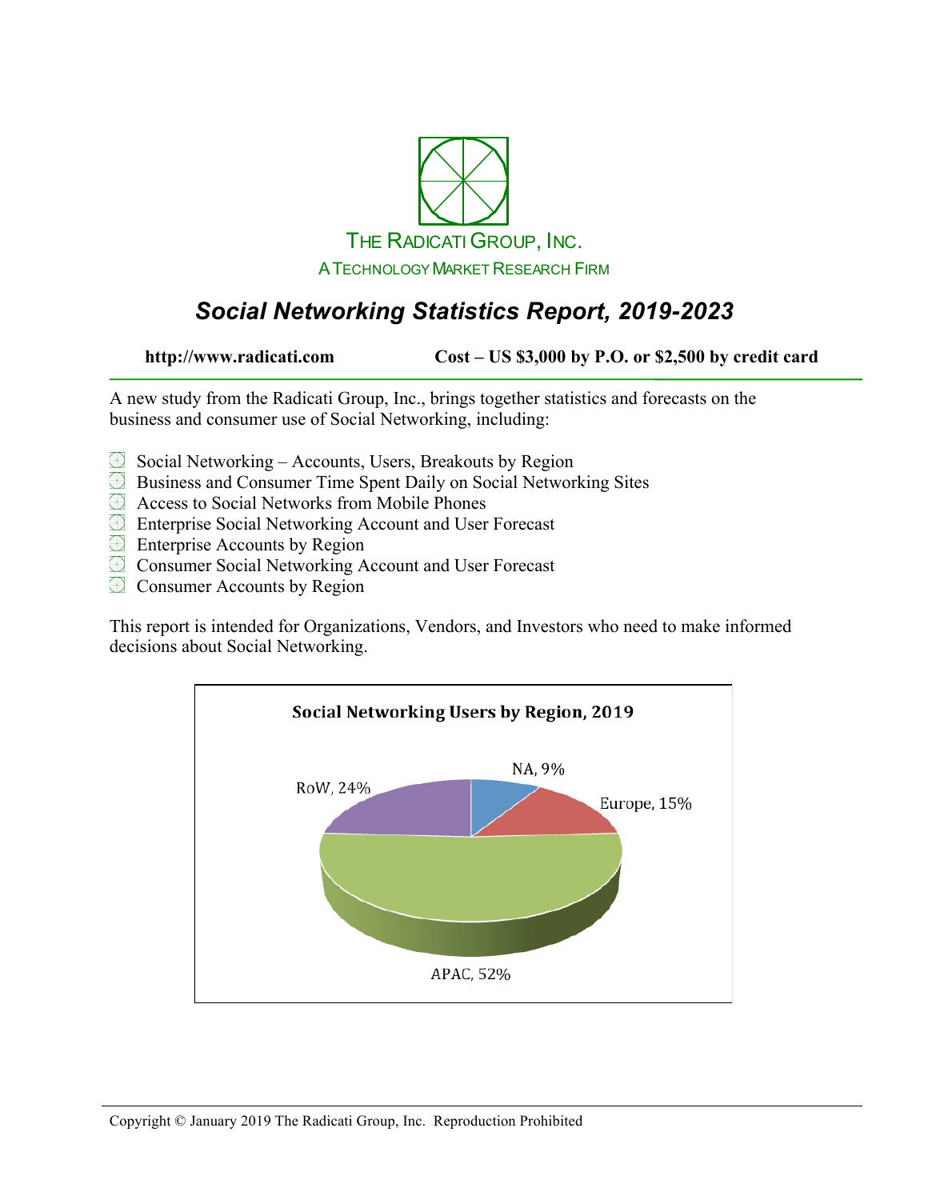THE RADICATI GROUP, INC.

A TECHNOLOGY MARKET RESEARCH FIRM

# *Social Networking Statistics Report, 2019-2023*

**http://www.radicati.com** **Cost – US $3,000 by P.O. or $2,500 by credit card**

A new study from the Radicati Group, Inc., brings together statistics and forecasts on the business and consumer use of Social Networking, including:

- Social Networking – Accounts, Users, Breakouts by Region
- Business and Consumer Time Spent Daily on Social Networking Sites
- Access to Social Networks from Mobile Phones
- Enterprise Social Networking Account and User Forecast
- Enterprise Accounts by Region
- Consumer Social Networking Account and User Forecast
- Consumer Accounts by Region

This report is intended for Organizations, Vendors, and Investors who need to make informed decisions about Social Networking.

**Social Networking Users by Region, 2019**

| Region | Share |
| --- | --- |
| NA | 9% |
| Europe | 15% |
| APAC | 52% |
| RoW | 24% |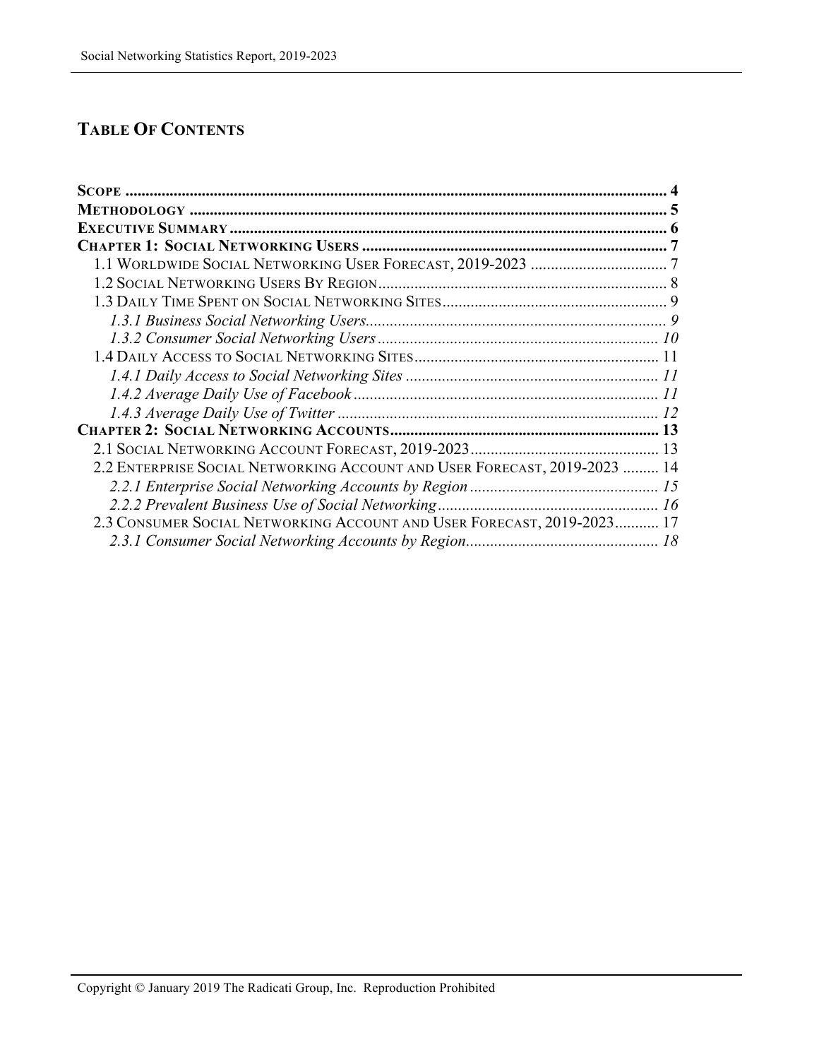# Table Of Contents

**Scope** ........................................................................................................................ **4**
**Methodology** ........................................................................................................... **5**
**Executive Summary** ............................................................................................... **6**
**Chapter 1: Social Networking Users** ................................................................... **7**
- 1.1 Worldwide Social Networking User Forecast, 2019-2023 .................................. 7
- 1.2 Social Networking Users By Region ................................................................. 8
- 1.3 Daily Time Spent on Social Networking Sites ................................................. 9
  - *1.3.1 Business Social Networking Users ........................................................... 9*
  - *1.3.2 Consumer Social Networking Users ....................................................... 10*
- 1.4 Daily Access to Social Networking Sites ........................................................ 11
  - *1.4.1 Daily Access to Social Networking Sites ................................................ 11*
  - *1.4.2 Average Daily Use of Facebook ............................................................. 11*
  - *1.4.3 Average Daily Use of Twitter ................................................................. 12*

**Chapter 2: Social Networking Accounts** ............................................................ **13**
- 2.1 Social Networking Account Forecast, 2019-2023 ............................................ 13
- 2.2 Enterprise Social Networking Account and User Forecast, 2019-2023 ......... 14
  - *2.2.1 Enterprise Social Networking Accounts by Region ............................... 15*
  - *2.2.2 Prevalent Business Use of Social Networking ....................................... 16*
- 2.3 Consumer Social Networking Account and User Forecast, 2019-2023 ........... 17
  - *2.3.1 Consumer Social Networking Accounts by Region ................................ 18*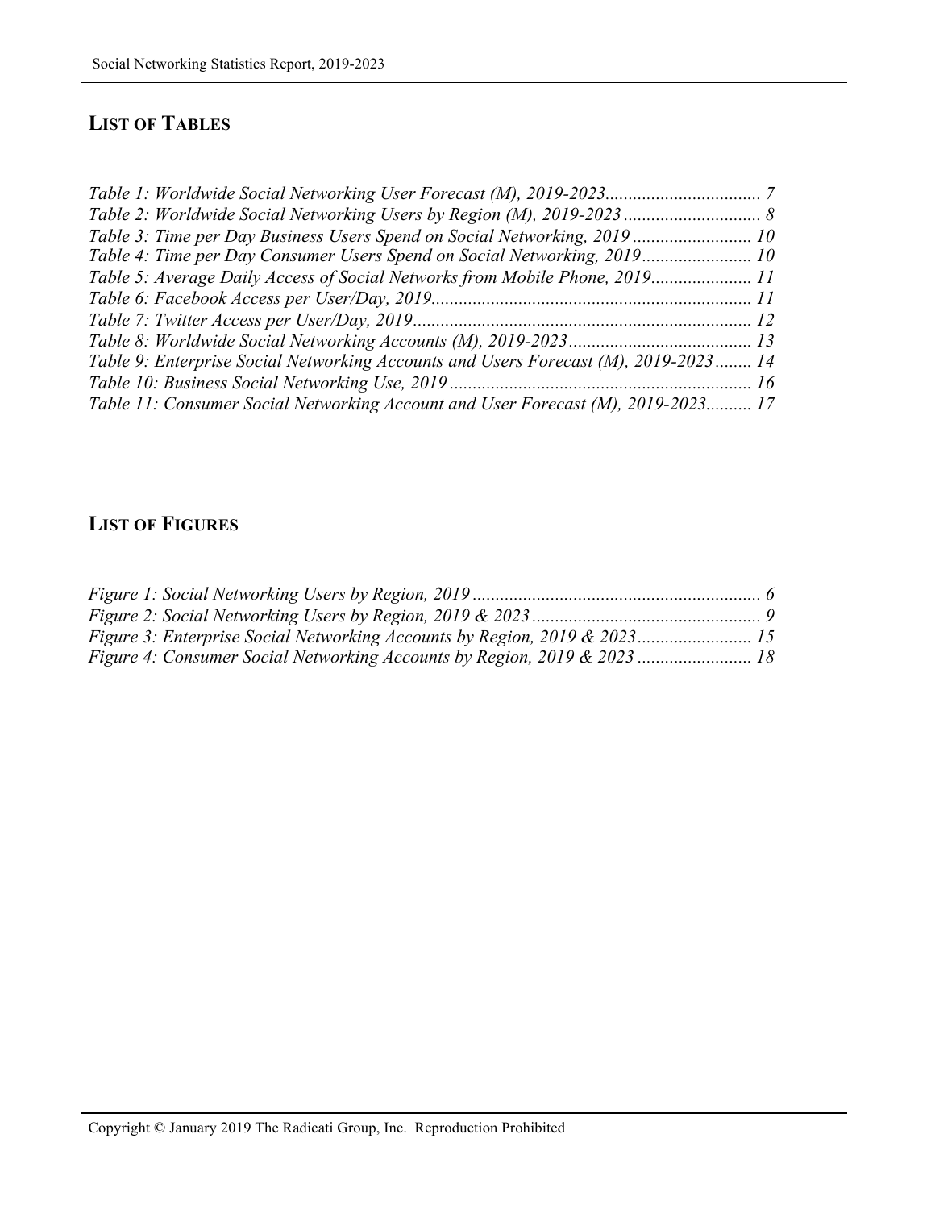## LIST OF TABLES

*Table 1: Worldwide Social Networking User Forecast (M), 2019-2023.................................. 7*
*Table 2: Worldwide Social Networking Users by Region (M), 2019-2023.............................. 8*
*Table 3: Time per Day Business Users Spend on Social Networking, 2019.......................... 10*
*Table 4: Time per Day Consumer Users Spend on Social Networking, 2019........................ 10*
*Table 5: Average Daily Access of Social Networks from Mobile Phone, 2019...................... 11*
*Table 6: Facebook Access per User/Day, 2019...................................................................... 11*
*Table 7: Twitter Access per User/Day, 2019.......................................................................... 12*
*Table 8: Worldwide Social Networking Accounts (M), 2019-2023........................................ 13*
*Table 9: Enterprise Social Networking Accounts and Users Forecast (M), 2019-2023........ 14*
*Table 10: Business Social Networking Use, 2019.................................................................. 16*
*Table 11: Consumer Social Networking Account and User Forecast (M), 2019-2023.......... 17*

## LIST OF FIGURES

*Figure 1: Social Networking Users by Region, 2019............................................................... 6*
*Figure 2: Social Networking Users by Region, 2019 & 2023.................................................. 9*
*Figure 3: Enterprise Social Networking Accounts by Region, 2019 & 2023......................... 15*
*Figure 4: Consumer Social Networking Accounts by Region, 2019 & 2023......................... 18*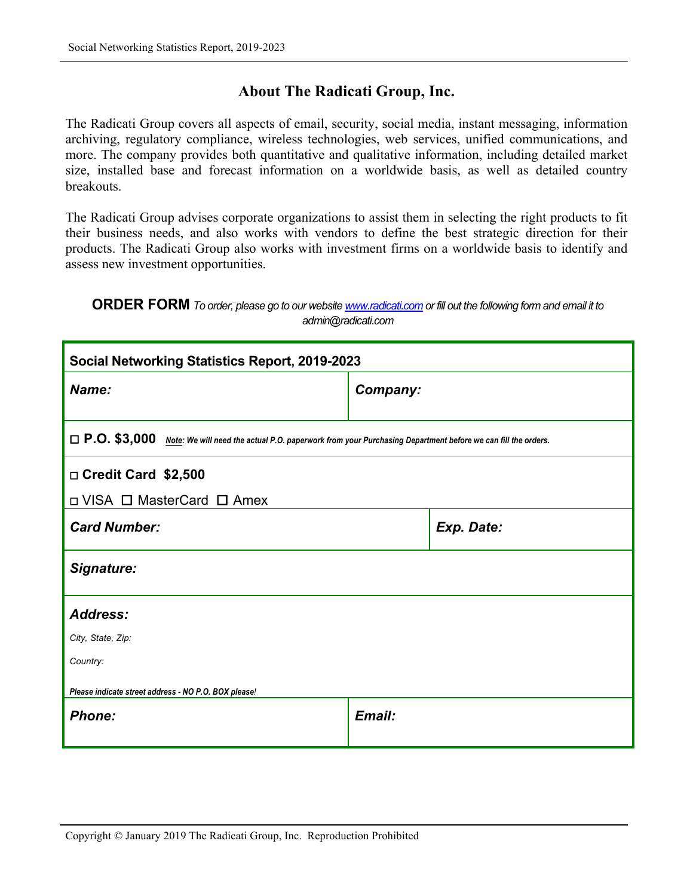## About The Radicati Group, Inc.

The Radicati Group covers all aspects of email, security, social media, instant messaging, information archiving, regulatory compliance, wireless technologies, web services, unified communications, and more. The company provides both quantitative and qualitative information, including detailed market size, installed base and forecast information on a worldwide basis, as well as detailed country breakouts.

The Radicati Group advises corporate organizations to assist them in selecting the right products to fit their business needs, and also works with vendors to define the best strategic direction for their products. The Radicati Group also works with investment firms on a worldwide basis to identify and assess new investment opportunities.

**ORDER FORM** *To order, please go to our website [www.radicati.com](http://www.radicati.com) or fill out the following form and email it to admin@radicati.com*

| **Social Networking Statistics Report, 2019-2023** | |
|---|---|
| ***Name:*** | ***Company:*** |
| ☐ **P.O. $3,000** ***Note: We will need the actual P.O. paperwork from your Purchasing Department before we can fill the orders.*** | |
| ☐ **Credit Card $2,500**<br>☐ VISA ☐ MasterCard ☐ Amex | |
| ***Card Number:*** | ***Exp. Date:*** |
| ***Signature:*** | |
| ***Address:***<br>*City, State, Zip:*<br>*Country:*<br>***Please indicate street address - NO P.O. BOX please!*** | |
| ***Phone:*** | ***Email:*** |

Copyright © January 2019 The Radicati Group, Inc. Reproduction Prohibited